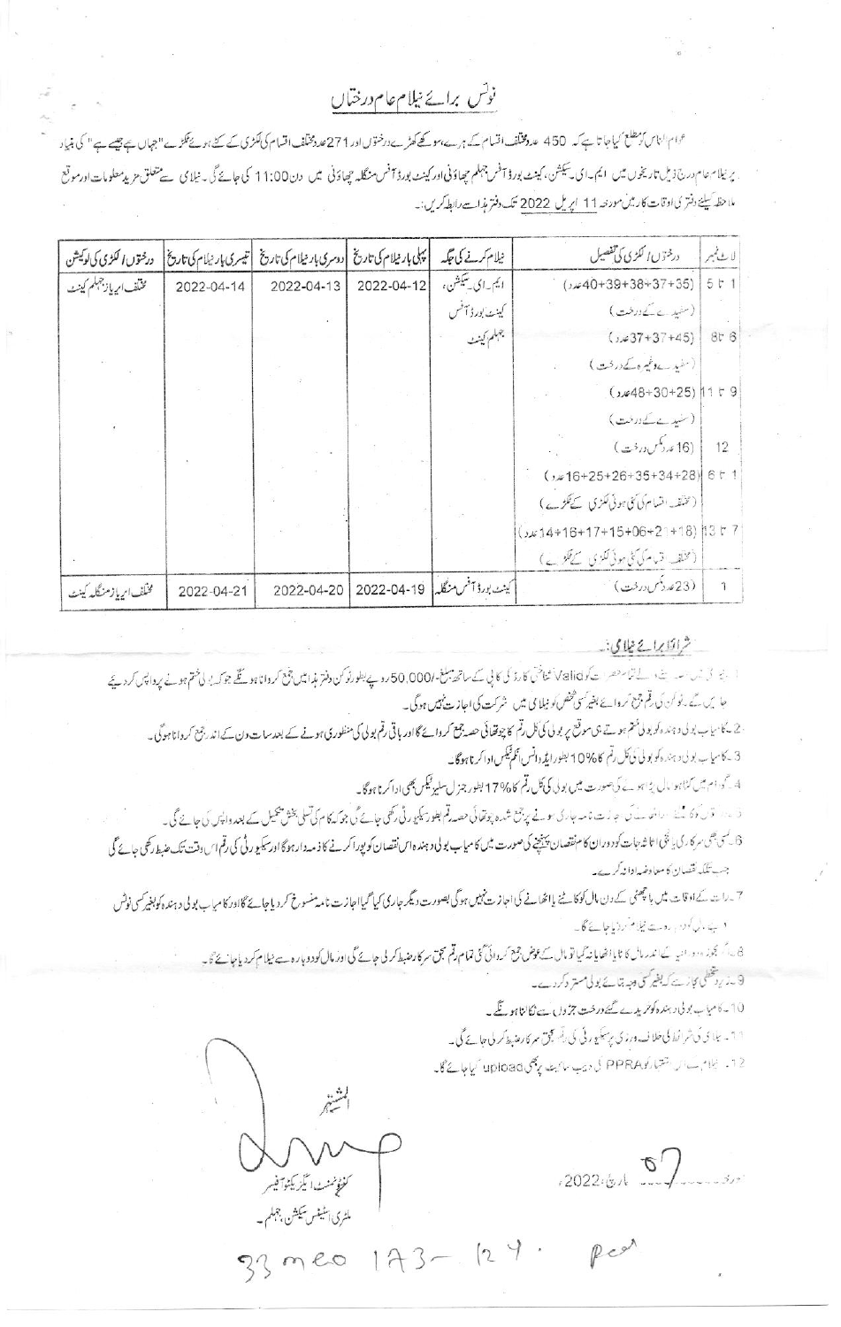# نوٹس برائے نیلام عام درختاں

عوام الناس کو مطلع کیا جاتا ہے کہ 450 عدد مختلف اقسام کے ہرے، سوکھے کھڑے درختوں اور 271 عدد مختلف اقسام کی لکڑی کے کٹے ہوئے ٹکڑے "جہاں ہے جیسے ہے" کی بنیاد پر نیلام عام درج ذیل تاریخوں میں ایم ای سیکشن، کینٹ بورڈ آفس جہلم چھاؤنی اور کینٹ بورڈ آفس منگلا چھاؤنی میں دن 11:00 کی جائے گی۔ نیلامی سے متعلق مزید معلومات اور موقع ملاحظہ کیلئے دفتری اوقات کار میں مورخہ 11 اپریل 2022 تک دفتر ہذا سے رابطہ کریں۔

| لاٹ نمبر | درختوں / لکڑی کی تفصیل | نیلام کرنے کی جگہ | پہلی بار نیلام کی تاریخ | دوسری بار نیلام کی تاریخ | تیسری بار نیلام کی تاریخ | درختوں / لکڑی کی لوکیشن |
|---|---|---|---|---|---|---|
| 1 تا 5 | (35+37+38+39+40 عدد) (سفیدے کے درخت) | ایم ای سیکشن، کینٹ بورڈ آفس جہلم کینٹ | 2022-04-12 | 2022-04-13 | 2022-04-14 | مختلف ایریاز جہلم کینٹ |
| 6 تا 8 | (45+37+37 عدد) (سفیدے وغیرہ کے درخت) | | | | | |
| 9 تا 11 | (25+30+48 عدد) (سفیدے کے درخت) | | | | | |
| 12 | (16 عدد مکس درخت) | | | | | |
| 1 تا 6 | (28+34+35+26+25+16 عدد) (مختلف اقسام کی کٹی ہوئی لکڑی کے ٹکڑے) | | | | | |
| 7 تا 13 | (18+21+06+15+17+16+14 عدد) (مختلف اقسام کی کٹی ہوئی لکڑی کے ٹکڑے) | | | | | |
| 1 | (23 عدد مکس درخت) | کینٹ بورڈ آفس منگلا | 2022-04-19 | 2022-04-20 | 2022-04-21 | مختلف ایریاز منگلا کینٹ |

## شرائط برائے نیلامی:

1۔ نیلامی میں حصہ لینے کے خواہشمند حضرات کو Valid شناختی کارڈ کی کاپی کے ساتھ مبلغ -/50,000 روپے بطور زر بیعانہ دفتر ہذا میں جمع کروانا ہوں گے جو کہ نیلامی ختم ہونے پر واپس کر دیئے جائیں گے۔ بیعانہ کی رقم جمع کروائے بغیر کسی شخص کو نیلامی میں شرکت کی اجازت نہیں ہوگی۔

2۔ کامیاب بولی دہندہ کو بولی ختم ہوتے ہی موقع پر بولی کی کل رقم کا چوتھائی حصہ جمع کروانے گا اور باقی رقم بولی کی منظوری ہونے کے بعد سات دن کے اندر جمع کروانا ہوگی۔

3۔ کامیاب بولی دہندہ کو بولی کی کل رقم کا 10% بطور ایڈوانس انکم ٹیکس ادا کرنا ہوگا۔

4۔ گورنمنٹ میں کامیاب بولی دہندہ کے صورت میں بولی کی کل رقم کا 17% بطور جنرل سیلز ٹیکس بھی ادا کرنا ہوگا۔

5۔ ۔۔۔ اجازت نامہ جاری ہونے پر جمع شدہ چوتھائی حصہ رقم بطور سکیورٹی رکھی جائے گی جو کہ کام کی تسلی بخش تکمیل کے بعد واپس کی جائے گی۔

6۔ کسی بھی سرکاری یا نجی املاک/ تنصیبات کو دوران کام نقصان پہنچنے کی صورت میں کامیاب بولی دہندہ اس نقصان کو پورا کرنے کا ذمہ دار ہوگا اور سکیورٹی کی رقم اس وقت تک ضبط رکھی جائے گی جب تک نقصان کا معاوضہ ادا نہ کر دے۔

7۔ رات کے اوقات میں یا چھٹی کے دن مال کو کاٹنے یا اٹھانے کی اجازت نہیں ہوگی بصورت دیگر جاری کیا گیا اجازت نامہ منسوخ کر دیا جائے گا اور کامیاب بولی دہندہ کو بغیر کسی نوٹس ۔۔۔ نیلام منسوخ کر دیا جائے گا۔

8۔ مجوزہ مدت کے اندر مال کاٹا یا اٹھایا نہ گیا تو مال کے عوض جمع کروائی گئی تمام رقم بحق سرکار ضبط کر لی جائے گی اور مال کو دوبارہ سے نیلام کر دیا جائے گا۔

9۔ مجاز افسر کسی وجہ بتائے بغیر کسی بھی بولی مسترد کر دے۔

10۔ کامیاب بولی دہندہ کو خریدے گئے درخت جڑوں سے نکالنا ہوں گے۔

11۔ جاری کی شرائط کی خلاف ورزی پر سکیورٹی کی رقم بحق سرکار ضبط کر لی جائے گی۔

12۔ نیلام سے متعلق اشتہار PPRA کی ویب سائٹ پر بھی upload کیا جائے گا۔

المشتہر

کنٹونمنٹ ایگزیکٹو آفیسر
ملٹری اسٹیٹس سیکشن، جہلم۔

مورخہ 07 مارچ 2022

33 meo 173-124. Peo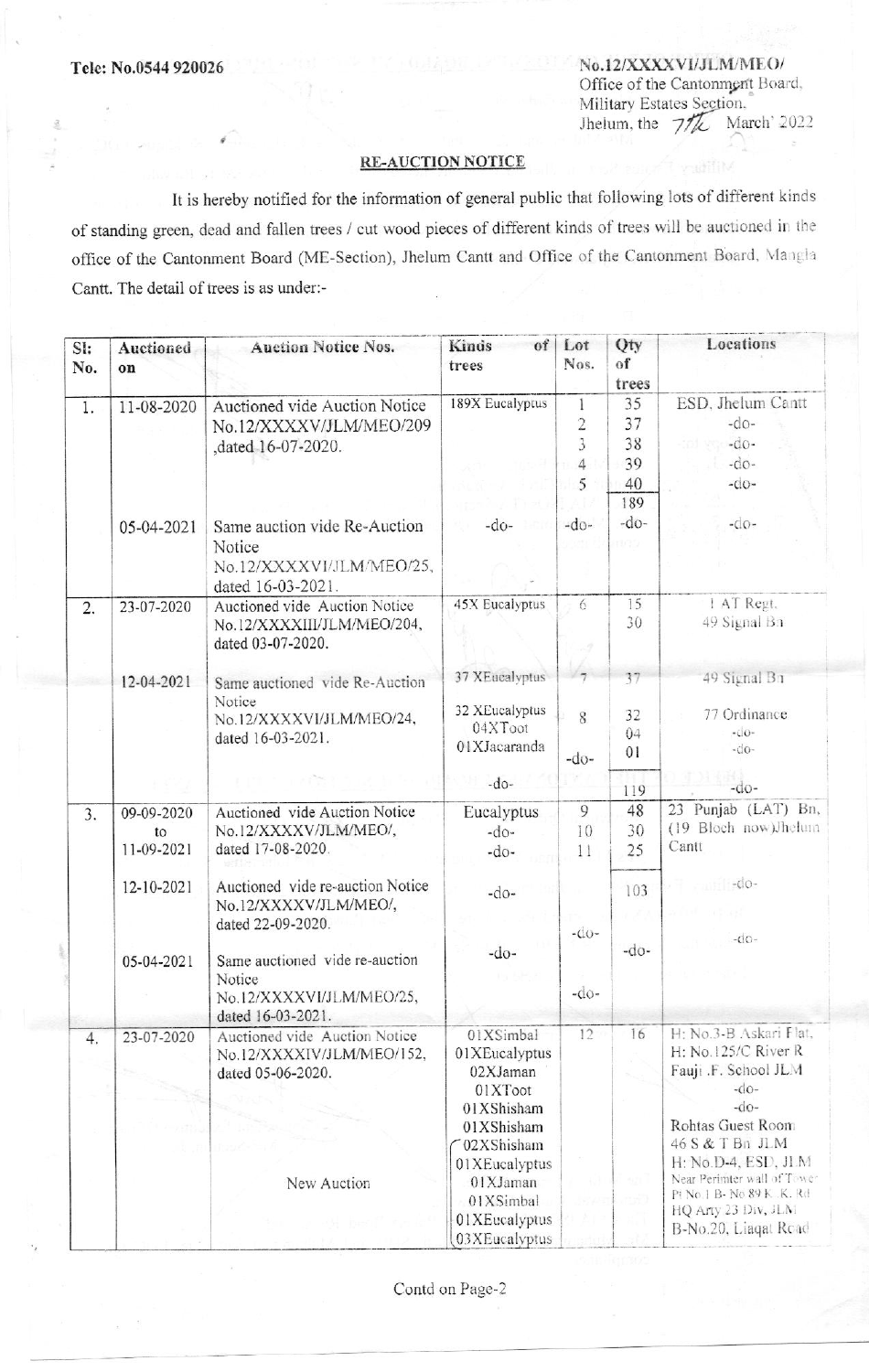Tele: No.0544 920026

No.12/XXXXVI/JLM/MEO/
Office of the Cantonment Board,
Military Estates Section,
Jhelum, the 7th March' 2022

## RE-AUCTION NOTICE

It is hereby notified for the information of general public that following lots of different kinds of standing green, dead and fallen trees / cut wood pieces of different kinds of trees will be auctioned in the office of the Cantonment Board (ME-Section), Jhelum Cantt and Office of the Cantonment Board, Mangla Cantt. The detail of trees is as under:-

| Sl: No. | Auctioned on | Auction Notice Nos. | Kinds of trees | Lot Nos. | Qty of trees | Locations |
|---|---|---|---|---|---|---|
| 1. | 11-08-2020 | Auctioned vide Auction Notice No.12/XXXXV/JLM/MEO/209 ,dated 16-07-2020. | 189X Eucalyptus | 1<br>2<br>3<br>4<br>5 | 35<br>37<br>38<br>39<br>40<br>189 | ESD, Jhelum Cantt<br>-do-<br>-do-<br>-do-<br>-do- |
| | 05-04-2021 | Same auction vide Re-Auction Notice No.12/XXXXVI/JLM/MEO/25, dated 16-03-2021. | -do- | -do- | -do- | -do- |
| 2. | 23-07-2020 | Auctioned vide Auction Notice No.12/XXXXIII/JLM/MEO/204, dated 03-07-2020. | 45X Eucalyptus | 6 | 15<br>30 | 1 AT Regt.<br>49 Signal Bn |
| | 12-04-2021 | Same auctioned vide Re-Auction Notice No.12/XXXXVI/JLM/MEO/24, dated 16-03-2021. | 37 XEucalyptus<br>32 XEucalyptus<br>04XToot<br>01XJacaranda<br>-do- | 7<br>8<br>-do- | 37<br>32<br>04<br>01<br>119 | 49 Signal Bn<br>77 Ordinance<br>-do-<br>-do-<br>-do- |
| 3. | 09-09-2020 to 11-09-2021 | Auctioned vide Auction Notice No.12/XXXXV/JLM/MEO/, dated 17-08-2020. | Eucalyptus<br>-do-<br>-do- | 9<br>10<br>11 | 48<br>30<br>25 | 23 Punjab (LAT) Bn, (19 Bloch now)Jhelum Cantt |
| | 12-10-2021 | Auctioned vide re-auction Notice No.12/XXXXV/JLM/MEO/, dated 22-09-2020. | -do- | -do- | 103 | -do- |
| | 05-04-2021 | Same auctioned vide re-auction Notice No.12/XXXXVI/JLM/MEO/25, dated 16-03-2021. | -do- | -do- | -do- | -do- |
| 4. | 23-07-2020 | Auctioned vide Auction Notice No.12/XXXXIV/JLM/MEO/152, dated 05-06-2020.<br><br>New Auction | 01XSimbal<br>01XEucalyptus<br>02XJaman<br>01XToot<br>01XShisham<br>01XShisham<br>02XShisham<br>01XEucalyptus<br>01XJaman<br>01XSimbal<br>01XEucalyptus<br>03XEucalyptus | 12 | 16 | H: No.3-B Askari Flat,<br>H: No.125/C River R<br>Fauji .F. School JLM<br>-do-<br>-do-<br>Rohtas Guest Room<br>46 S & T Bn JLM<br>H: No.D-4, ESD, JLM<br>Near Perimter wall of Tower Pt No 1 B- No 89 K. K. Rd<br>HQ Arty 23 Div, JLM<br>B-No.20, Liaqat Road |

Contd on Page-2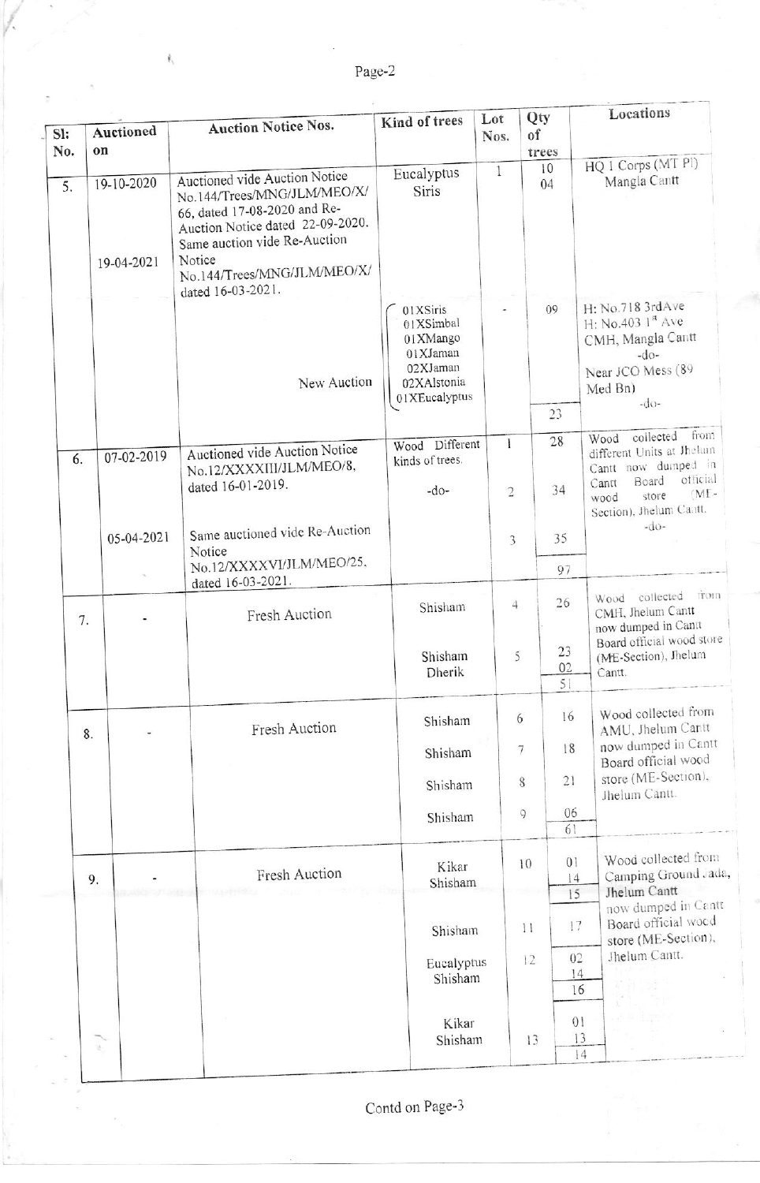| Sl: No. | Auctioned on | Auction Notice Nos. | Kind of trees | Lot Nos. | Qty of trees | Locations |
|---|---|---|---|---|---|---|
| 5. | 19-10-2020<br><br>19-04-2021 | Auctioned vide Auction Notice No.144/Trees/MNG/JLM/MEO/X/66, dated 17-08-2020 and Re-Auction Notice dated 22-09-2020. Same auction vide Re-Auction Notice No.144/Trees/MNG/JLM/MEO/X/ dated 16-03-2021. | Eucalyptus<br>Siris | 1 | 10<br>04 | HQ 1 Corps (MT Pl) Mangla Cantt |
| | | New Auction | 01XSiris<br>01XSimbal<br>01XMango<br>01XJaman<br>02XJaman<br>02XAlstonia<br>01XEucalyptus | - | 09<br><br>23 | H: No.718 3rdAve<br>H: No.403 1st Ave<br>CMH, Mangla Cantt<br>-do-<br>Near JCO Mess (89 Med Bn)<br>-do- |
| 6. | 07-02-2019<br><br>05-04-2021 | Auctioned vide Auction Notice No.12/XXXXIII/JLM/MEO/8, dated 16-01-2019.<br><br>Same auctioned vide Re-Auction Notice No.12/XXXXVI/JLM/MEO/25, dated 16-03-2021. | Wood Different kinds of trees.<br>-do- | 1<br>2<br>3 | 28<br>34<br>35<br>97 | Wood collected from different Units at Jhelum Cantt now dumped in Cantt Board official wood store (ME-Section), Jhelum Cantt.<br>-do- |
| 7. | - | Fresh Auction | Shisham<br><br>Shisham<br>Dherik | 4<br><br>5 | 26<br><br>23<br>02<br>51 | Wood collected from CMH, Jhelum Cantt now dumped in Cantt Board official wood store (ME-Section), Jhelum Cantt. |
| 8. | - | Fresh Auction | Shisham<br>Shisham<br>Shisham<br>Shisham | 6<br>7<br>8<br>9 | 16<br>18<br>21<br>06<br>61 | Wood collected from AMU, Jhelum Cantt now dumped in Cantt Board official wood store (ME-Section), Jhelum Cantt. |
| 9. | - | Fresh Auction | Kikar<br>Shisham<br><br>Shisham<br><br>Eucalyptus<br>Shisham<br><br>Kikar<br>Shisham | 10<br><br>11<br><br>12<br><br>13 | 01<br>14<br>15<br>17<br>02<br>14<br>16<br>01<br>13<br>14 | Wood collected from Camping Ground , ada, Jhelum Cantt now dumped in Cantt Board official wood store (ME-Section), Jhelum Cantt. |

Contd on Page-3